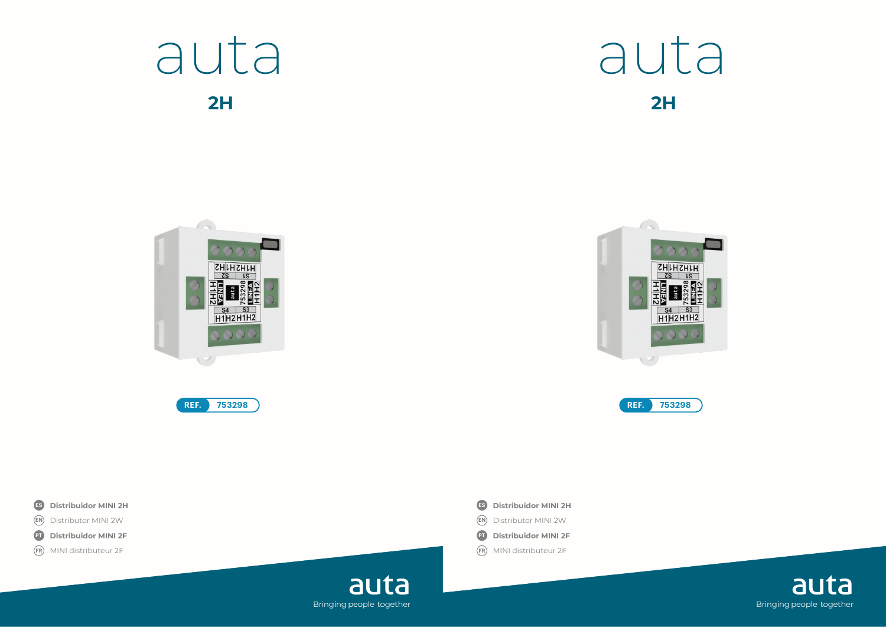# auta

## 2H

REF. 753298

**ES Distribuidor MINI 2H**

EN Distributor MINI 2W

**PT Distribuidor MINI 2F**

FR MINI distributeur 2F

auta

Bringing people together

# auta

## 2H

REF. 753298

**ES Distribuidor MINI 2H**

EN Distributor MINI 2W

**PT Distribuidor MINI 2F**

FR MINI distributeur 2F

auta

Bringing people together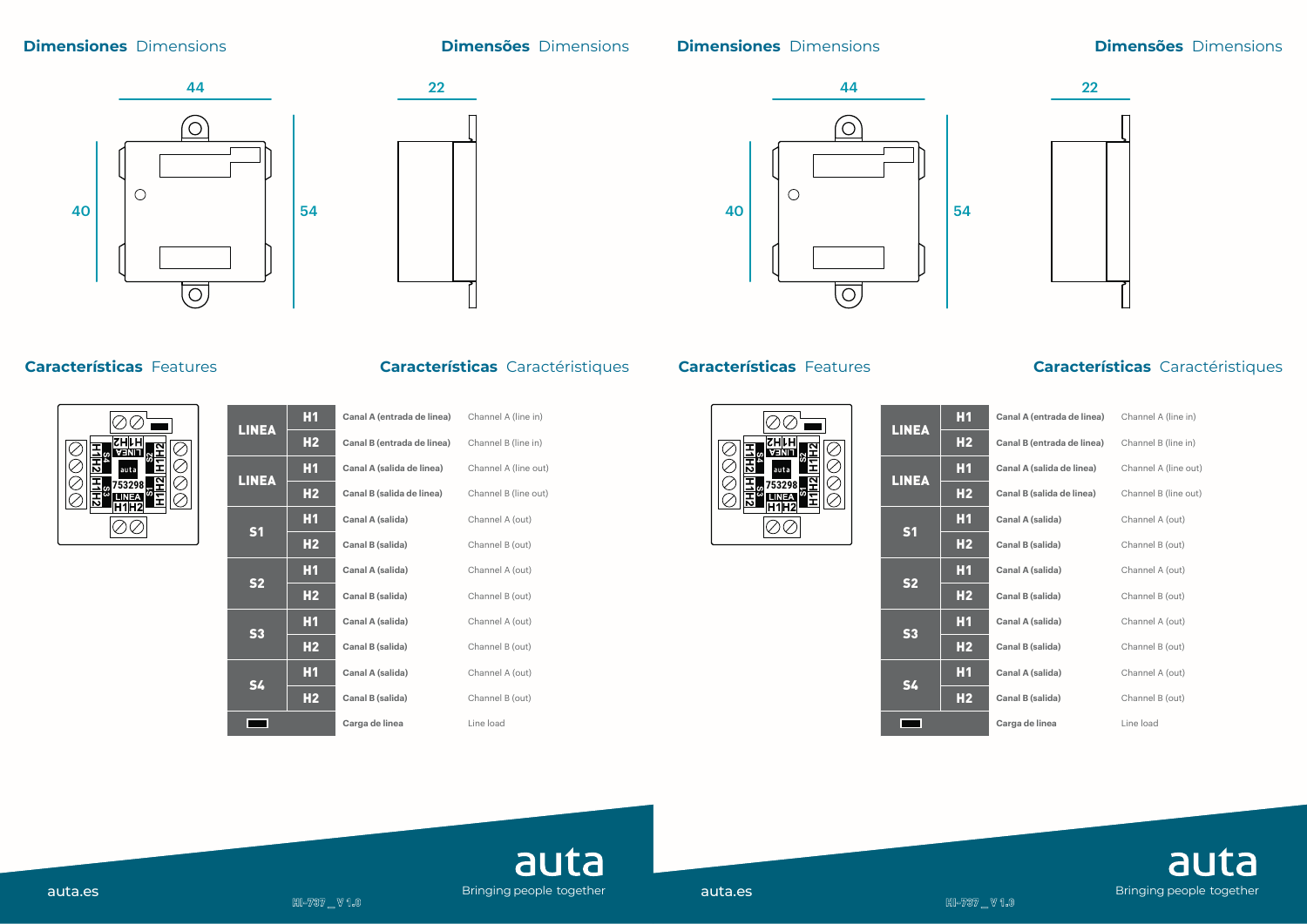## Dimensiones Dimensions

## Dimensões Dimensions

44

22

40

54

## Características Features

## Características Caractéristiques

| | | | |
|---|---|---|---|
| LINEA | H1 | Canal A (entrada de linea) | Channel A (line in) |
| | H2 | Canal B (entrada de linea) | Channel B (line in) |
| LINEA | H1 | Canal A (salida de linea) | Channel A (line out) |
| | H2 | Canal B (salida de linea) | Channel B (line out) |
| S1 | H1 | Canal A (salida) | Channel A (out) |
| | H2 | Canal B (salida) | Channel B (out) |
| S2 | H1 | Canal A (salida) | Channel A (out) |
| | H2 | Canal B (salida) | Channel B (out) |
| S3 | H1 | Canal A (salida) | Channel A (out) |
| | H2 | Canal B (salida) | Channel B (out) |
| S4 | H1 | Canal A (salida) | Channel A (out) |
| | H2 | Canal B (salida) | Channel B (out) |
| ▬ | | Carga de linea | Line load |

auta.es

HI-737 _ V 1.0

auta
Bringing people together

## Dimensiones Dimensions

## Dimensões Dimensions

44

22

40

54

## Características Features

## Características Caractéristiques

| | | | |
|---|---|---|---|
| LINEA | H1 | Canal A (entrada de linea) | Channel A (line in) |
| | H2 | Canal B (entrada de linea) | Channel B (line in) |
| LINEA | H1 | Canal A (salida de linea) | Channel A (line out) |
| | H2 | Canal B (salida de linea) | Channel B (line out) |
| S1 | H1 | Canal A (salida) | Channel A (out) |
| | H2 | Canal B (salida) | Channel B (out) |
| S2 | H1 | Canal A (salida) | Channel A (out) |
| | H2 | Canal B (salida) | Channel B (out) |
| S3 | H1 | Canal A (salida) | Channel A (out) |
| | H2 | Canal B (salida) | Channel B (out) |
| S4 | H1 | Canal A (salida) | Channel A (out) |
| | H2 | Canal B (salida) | Channel B (out) |
| ▬ | | Carga de linea | Line load |

auta.es

HI-737 _ V 1.0

auta
Bringing people together